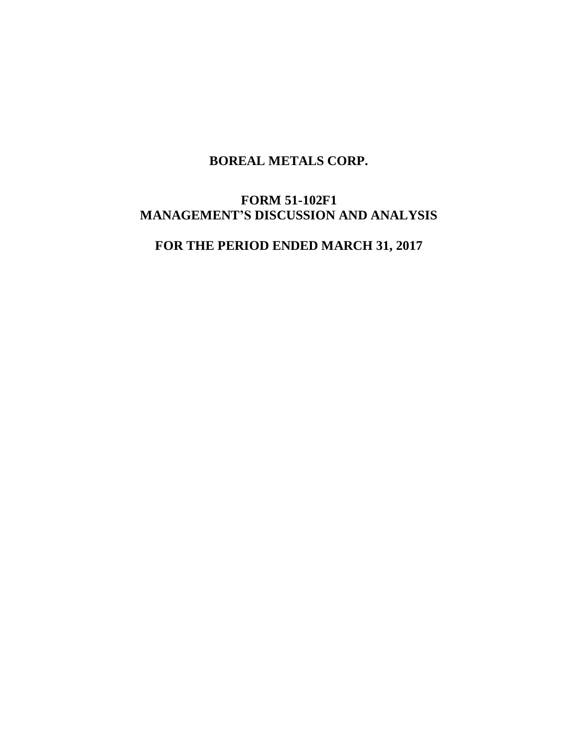# BOREAL METALS CORP.

## FORM 51-102F1
## MANAGEMENT'S DISCUSSION AND ANALYSIS

## FOR THE PERIOD ENDED MARCH 31, 2017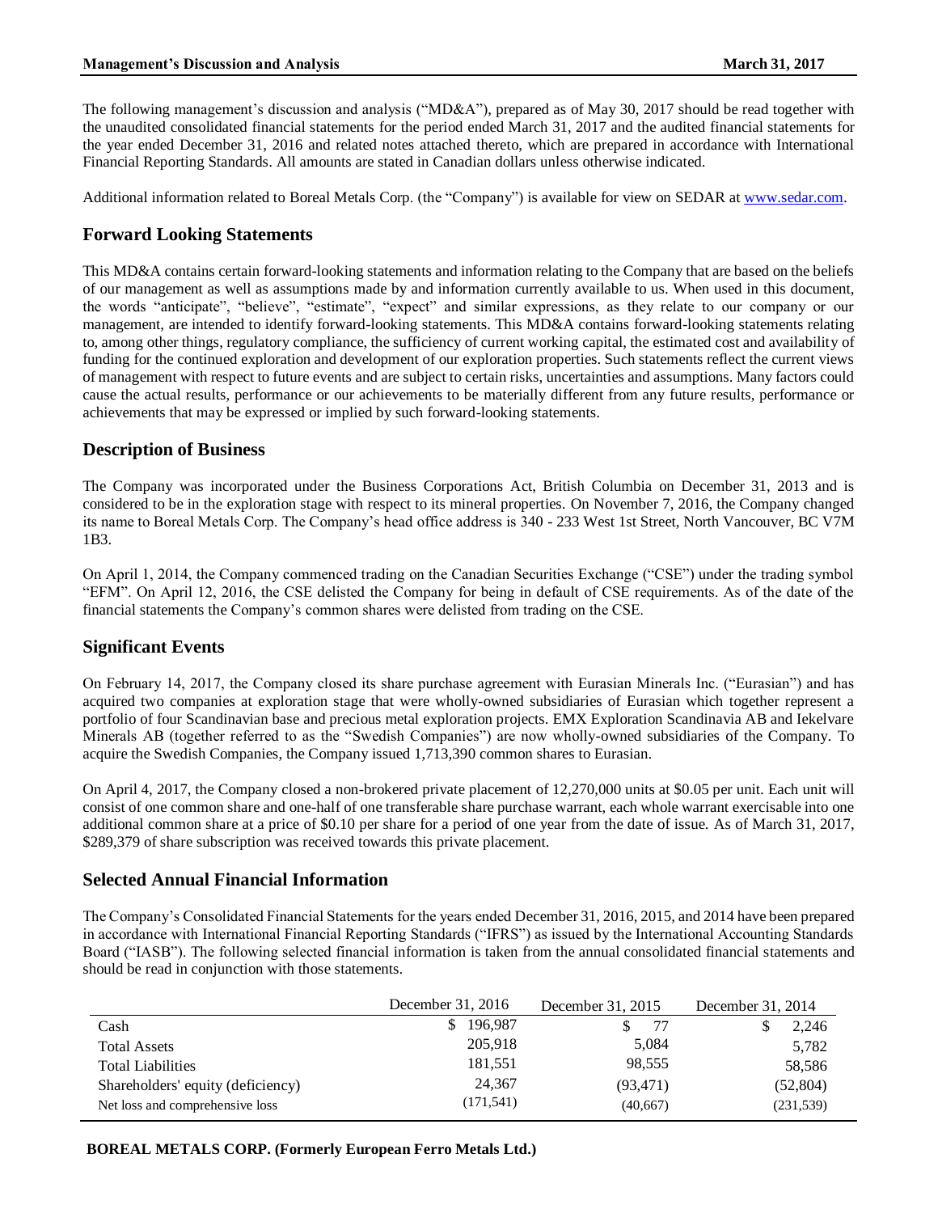The following management's discussion and analysis ("MD&A"), prepared as of May 30, 2017 should be read together with the unaudited consolidated financial statements for the period ended March 31, 2017 and the audited financial statements for the year ended December 31, 2016 and related notes attached thereto, which are prepared in accordance with International Financial Reporting Standards. All amounts are stated in Canadian dollars unless otherwise indicated.

Additional information related to Boreal Metals Corp. (the "Company") is available for view on SEDAR at www.sedar.com.

## Forward Looking Statements

This MD&A contains certain forward-looking statements and information relating to the Company that are based on the beliefs of our management as well as assumptions made by and information currently available to us. When used in this document, the words "anticipate", "believe", "estimate", "expect" and similar expressions, as they relate to our company or our management, are intended to identify forward-looking statements. This MD&A contains forward-looking statements relating to, among other things, regulatory compliance, the sufficiency of current working capital, the estimated cost and availability of funding for the continued exploration and development of our exploration properties. Such statements reflect the current views of management with respect to future events and are subject to certain risks, uncertainties and assumptions. Many factors could cause the actual results, performance or our achievements to be materially different from any future results, performance or achievements that may be expressed or implied by such forward-looking statements.

## Description of Business

The Company was incorporated under the Business Corporations Act, British Columbia on December 31, 2013 and is considered to be in the exploration stage with respect to its mineral properties. On November 7, 2016, the Company changed its name to Boreal Metals Corp. The Company's head office address is 340 - 233 West 1st Street, North Vancouver, BC V7M 1B3.

On April 1, 2014, the Company commenced trading on the Canadian Securities Exchange ("CSE") under the trading symbol "EFM". On April 12, 2016, the CSE delisted the Company for being in default of CSE requirements. As of the date of the financial statements the Company's common shares were delisted from trading on the CSE.

## Significant Events

On February 14, 2017, the Company closed its share purchase agreement with Eurasian Minerals Inc. ("Eurasian") and has acquired two companies at exploration stage that were wholly-owned subsidiaries of Eurasian which together represent a portfolio of four Scandinavian base and precious metal exploration projects. EMX Exploration Scandinavia AB and Iekelvare Minerals AB (together referred to as the "Swedish Companies") are now wholly-owned subsidiaries of the Company. To acquire the Swedish Companies, the Company issued 1,713,390 common shares to Eurasian.

On April 4, 2017, the Company closed a non-brokered private placement of 12,270,000 units at $0.05 per unit. Each unit will consist of one common share and one-half of one transferable share purchase warrant, each whole warrant exercisable into one additional common share at a price of $0.10 per share for a period of one year from the date of issue. As of March 31, 2017, $289,379 of share subscription was received towards this private placement.

## Selected Annual Financial Information

The Company's Consolidated Financial Statements for the years ended December 31, 2016, 2015, and 2014 have been prepared in accordance with International Financial Reporting Standards ("IFRS") as issued by the International Accounting Standards Board ("IASB"). The following selected financial information is taken from the annual consolidated financial statements and should be read in conjunction with those statements.

| | December 31, 2016 | December 31, 2015 | December 31, 2014 |
|---|---|---|---|
| Cash | $ 196,987 | $ 77 | $ 2,246 |
| Total Assets | 205,918 | 5,084 | 5,782 |
| Total Liabilities | 181,551 | 98,555 | 58,586 |
| Shareholders' equity (deficiency) | 24,367 | (93,471) | (52,804) |
| Net loss and comprehensive loss | (171,541) | (40,667) | (231,539) |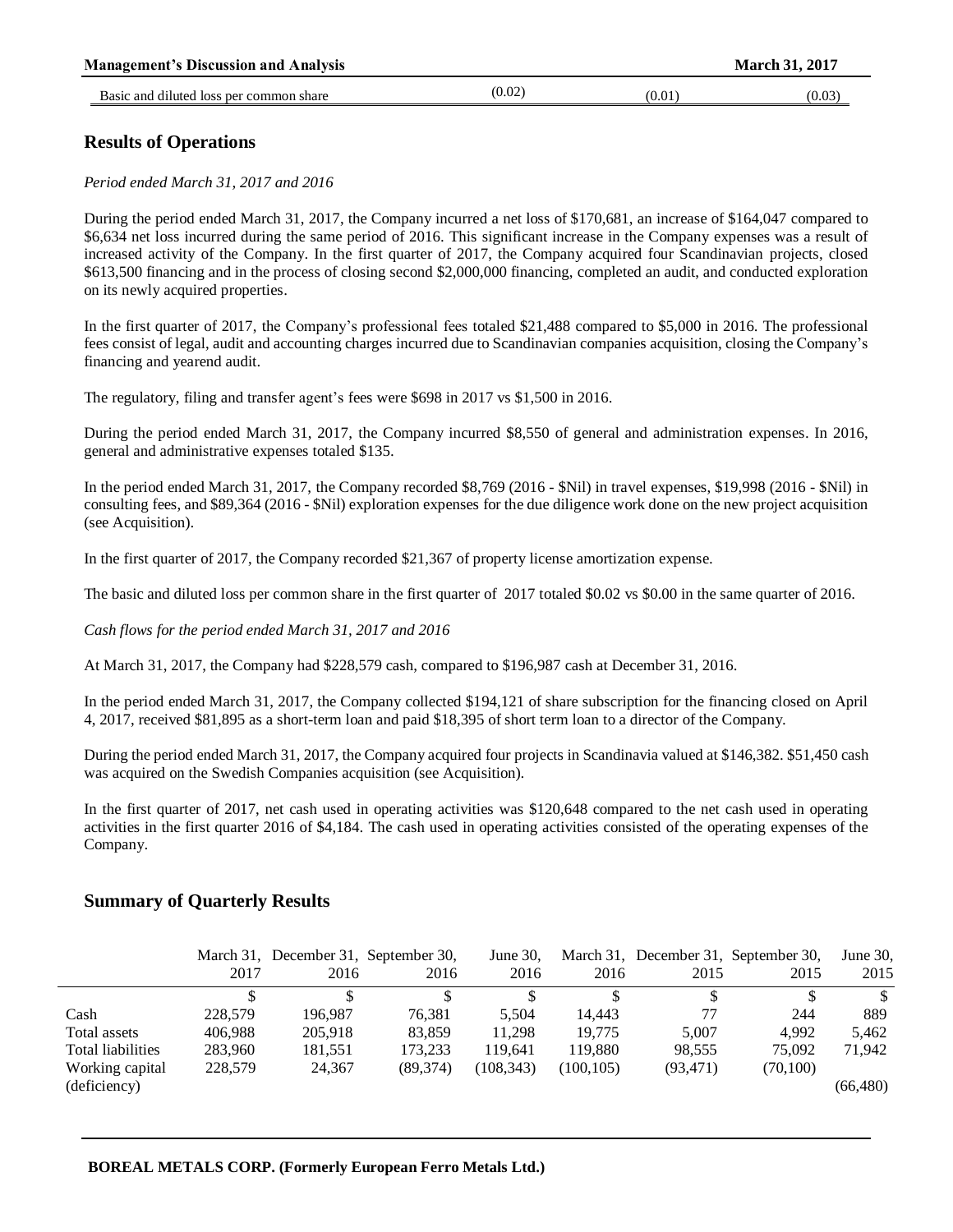| Basic and diluted loss per common share | (0.02) | (0.01) | (0.03) |
|---|---|---|---|

## Results of Operations

*Period ended March 31, 2017 and 2016*

During the period ended March 31, 2017, the Company incurred a net loss of $170,681, an increase of $164,047 compared to $6,634 net loss incurred during the same period of 2016. This significant increase in the Company expenses was a result of increased activity of the Company. In the first quarter of 2017, the Company acquired four Scandinavian projects, closed $613,500 financing and in the process of closing second $2,000,000 financing, completed an audit, and conducted exploration on its newly acquired properties.

In the first quarter of 2017, the Company's professional fees totaled $21,488 compared to $5,000 in 2016. The professional fees consist of legal, audit and accounting charges incurred due to Scandinavian companies acquisition, closing the Company's financing and yearend audit.

The regulatory, filing and transfer agent's fees were $698 in 2017 vs $1,500 in 2016.

During the period ended March 31, 2017, the Company incurred $8,550 of general and administration expenses. In 2016, general and administrative expenses totaled $135.

In the period ended March 31, 2017, the Company recorded $8,769 (2016 - $Nil) in travel expenses, $19,998 (2016 - $Nil) in consulting fees, and $89,364 (2016 - $Nil) exploration expenses for the due diligence work done on the new project acquisition (see Acquisition).

In the first quarter of 2017, the Company recorded $21,367 of property license amortization expense.

The basic and diluted loss per common share in the first quarter of 2017 totaled $0.02 vs $0.00 in the same quarter of 2016.

*Cash flows for the period ended March 31, 2017 and 2016*

At March 31, 2017, the Company had $228,579 cash, compared to $196,987 cash at December 31, 2016.

In the period ended March 31, 2017, the Company collected $194,121 of share subscription for the financing closed on April 4, 2017, received $81,895 as a short-term loan and paid $18,395 of short term loan to a director of the Company.

During the period ended March 31, 2017, the Company acquired four projects in Scandinavia valued at $146,382. $51,450 cash was acquired on the Swedish Companies acquisition (see Acquisition).

In the first quarter of 2017, net cash used in operating activities was $120,648 compared to the net cash used in operating activities in the first quarter 2016 of $4,184. The cash used in operating activities consisted of the operating expenses of the Company.

## Summary of Quarterly Results

| | March 31, 2017 | December 31, 2016 | September 30, 2016 | June 30, 2016 | March 31, 2016 | December 31, 2015 | September 30, 2015 | June 30, 2015 |
|---|---|---|---|---|---|---|---|---|
| | $ | $ | $ | $ | $ | $ | $ | $ |
| Cash | 228,579 | 196,987 | 76,381 | 5,504 | 14,443 | 77 | 244 | 889 |
| Total assets | 406,988 | 205,918 | 83,859 | 11,298 | 19,775 | 5,007 | 4,992 | 5,462 |
| Total liabilities | 283,960 | 181,551 | 173,233 | 119,641 | 119,880 | 98,555 | 75,092 | 71,942 |
| Working capital (deficiency) | 228,579 | 24,367 | (89,374) | (108,343) | (100,105) | (93,471) | (70,100) | (66,480) |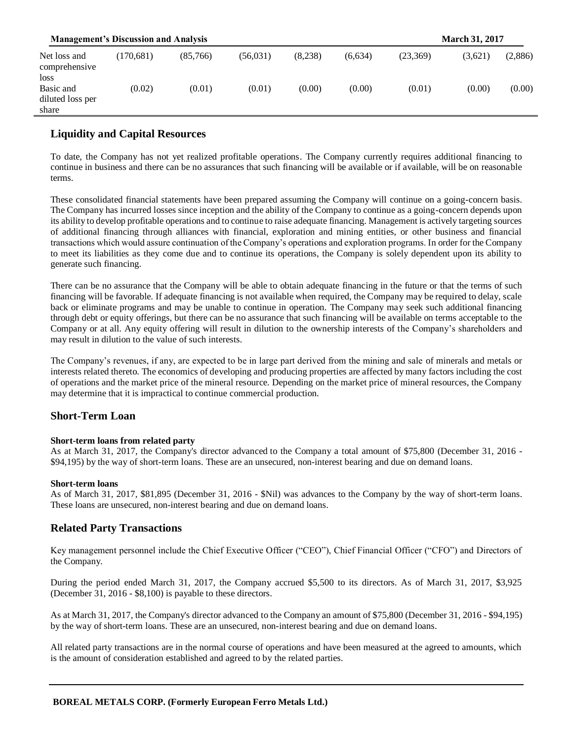| | | | | | | | | |
|---|---|---|---|---|---|---|---|---|
| Net loss and comprehensive loss | (170,681) | (85,766) | (56,031) | (8,238) | (6,634) | (23,369) | (3,621) | (2,886) |
| Basic and diluted loss per share | (0.02) | (0.01) | (0.01) | (0.00) | (0.00) | (0.01) | (0.00) | (0.00) |

## Liquidity and Capital Resources

To date, the Company has not yet realized profitable operations. The Company currently requires additional financing to continue in business and there can be no assurances that such financing will be available or if available, will be on reasonable terms.

These consolidated financial statements have been prepared assuming the Company will continue on a going-concern basis. The Company has incurred losses since inception and the ability of the Company to continue as a going-concern depends upon its ability to develop profitable operations and to continue to raise adequate financing. Management is actively targeting sources of additional financing through alliances with financial, exploration and mining entities, or other business and financial transactions which would assure continuation of the Company's operations and exploration programs. In order for the Company to meet its liabilities as they come due and to continue its operations, the Company is solely dependent upon its ability to generate such financing.

There can be no assurance that the Company will be able to obtain adequate financing in the future or that the terms of such financing will be favorable. If adequate financing is not available when required, the Company may be required to delay, scale back or eliminate programs and may be unable to continue in operation. The Company may seek such additional financing through debt or equity offerings, but there can be no assurance that such financing will be available on terms acceptable to the Company or at all. Any equity offering will result in dilution to the ownership interests of the Company's shareholders and may result in dilution to the value of such interests.

The Company's revenues, if any, are expected to be in large part derived from the mining and sale of minerals and metals or interests related thereto. The economics of developing and producing properties are affected by many factors including the cost of operations and the market price of the mineral resource. Depending on the market price of mineral resources, the Company may determine that it is impractical to continue commercial production.

## Short-Term Loan

**Short-term loans from related party**

As at March 31, 2017, the Company's director advanced to the Company a total amount of $75,800 (December 31, 2016 - $94,195) by the way of short-term loans. These are an unsecured, non-interest bearing and due on demand loans.

**Short-term loans**

As of March 31, 2017, $81,895 (December 31, 2016 - $Nil) was advances to the Company by the way of short-term loans. These loans are unsecured, non-interest bearing and due on demand loans.

## Related Party Transactions

Key management personnel include the Chief Executive Officer ("CEO"), Chief Financial Officer ("CFO") and Directors of the Company.

During the period ended March 31, 2017, the Company accrued $5,500 to its directors. As of March 31, 2017, $3,925 (December 31, 2016 - $8,100) is payable to these directors.

As at March 31, 2017, the Company's director advanced to the Company an amount of $75,800 (December 31, 2016 - $94,195) by the way of short-term loans. These are an unsecured, non-interest bearing and due on demand loans.

All related party transactions are in the normal course of operations and have been measured at the agreed to amounts, which is the amount of consideration established and agreed to by the related parties.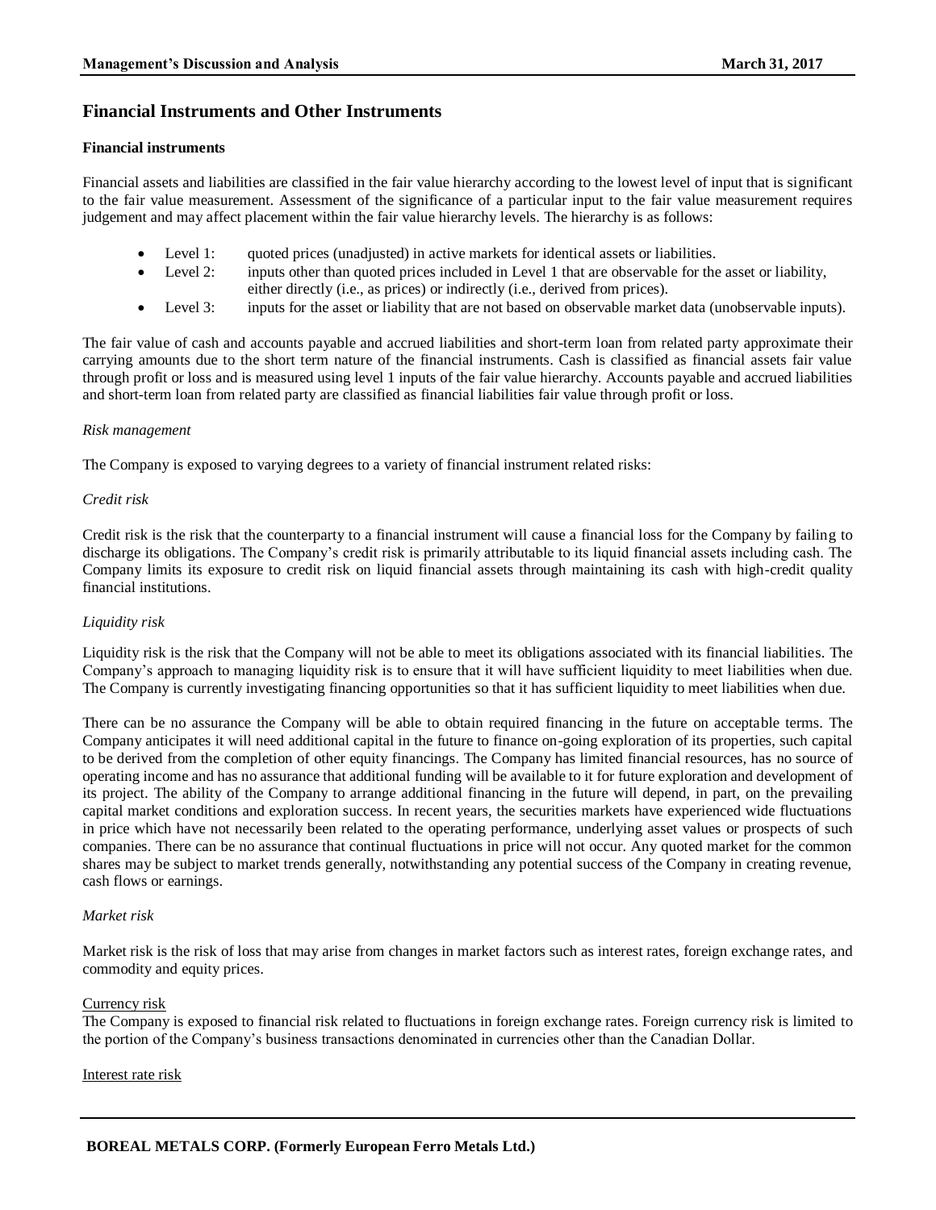## Financial Instruments and Other Instruments

### Financial instruments

Financial assets and liabilities are classified in the fair value hierarchy according to the lowest level of input that is significant to the fair value measurement. Assessment of the significance of a particular input to the fair value measurement requires judgement and may affect placement within the fair value hierarchy levels. The hierarchy is as follows:

- Level 1: quoted prices (unadjusted) in active markets for identical assets or liabilities.
- Level 2: inputs other than quoted prices included in Level 1 that are observable for the asset or liability, either directly (i.e., as prices) or indirectly (i.e., derived from prices).
- Level 3: inputs for the asset or liability that are not based on observable market data (unobservable inputs).

The fair value of cash and accounts payable and accrued liabilities and short-term loan from related party approximate their carrying amounts due to the short term nature of the financial instruments. Cash is classified as financial assets fair value through profit or loss and is measured using level 1 inputs of the fair value hierarchy. Accounts payable and accrued liabilities and short-term loan from related party are classified as financial liabilities fair value through profit or loss.

*Risk management*

The Company is exposed to varying degrees to a variety of financial instrument related risks:

*Credit risk*

Credit risk is the risk that the counterparty to a financial instrument will cause a financial loss for the Company by failing to discharge its obligations. The Company's credit risk is primarily attributable to its liquid financial assets including cash. The Company limits its exposure to credit risk on liquid financial assets through maintaining its cash with high-credit quality financial institutions.

*Liquidity risk*

Liquidity risk is the risk that the Company will not be able to meet its obligations associated with its financial liabilities. The Company's approach to managing liquidity risk is to ensure that it will have sufficient liquidity to meet liabilities when due. The Company is currently investigating financing opportunities so that it has sufficient liquidity to meet liabilities when due.

There can be no assurance the Company will be able to obtain required financing in the future on acceptable terms. The Company anticipates it will need additional capital in the future to finance on-going exploration of its properties, such capital to be derived from the completion of other equity financings. The Company has limited financial resources, has no source of operating income and has no assurance that additional funding will be available to it for future exploration and development of its project. The ability of the Company to arrange additional financing in the future will depend, in part, on the prevailing capital market conditions and exploration success. In recent years, the securities markets have experienced wide fluctuations in price which have not necessarily been related to the operating performance, underlying asset values or prospects of such companies. There can be no assurance that continual fluctuations in price will not occur. Any quoted market for the common shares may be subject to market trends generally, notwithstanding any potential success of the Company in creating revenue, cash flows or earnings.

*Market risk*

Market risk is the risk of loss that may arise from changes in market factors such as interest rates, foreign exchange rates, and commodity and equity prices.

Currency risk

The Company is exposed to financial risk related to fluctuations in foreign exchange rates. Foreign currency risk is limited to the portion of the Company's business transactions denominated in currencies other than the Canadian Dollar.

Interest rate risk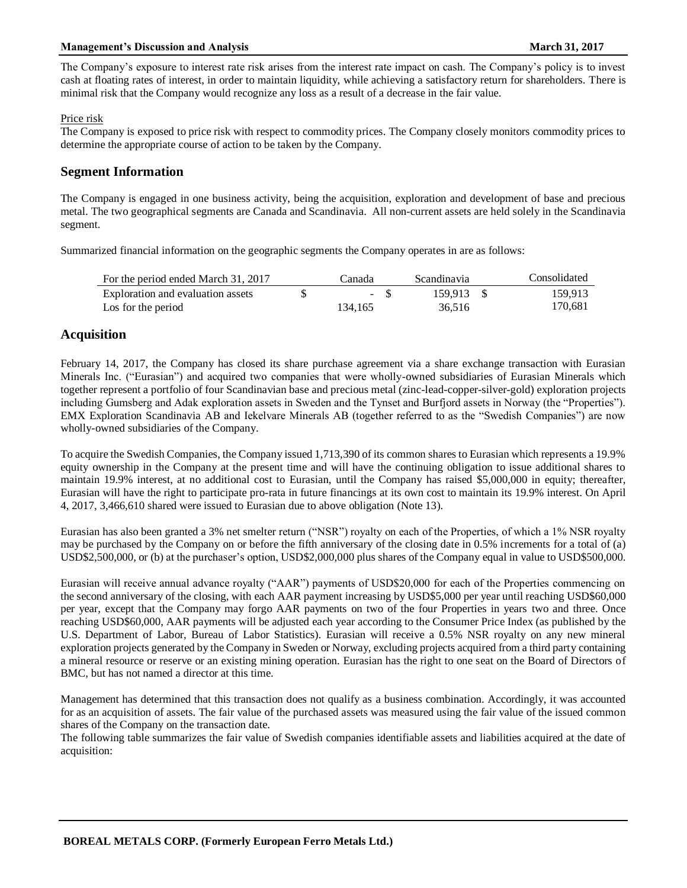The Company's exposure to interest rate risk arises from the interest rate impact on cash. The Company's policy is to invest cash at floating rates of interest, in order to maintain liquidity, while achieving a satisfactory return for shareholders. There is minimal risk that the Company would recognize any loss as a result of a decrease in the fair value.

Price risk

The Company is exposed to price risk with respect to commodity prices. The Company closely monitors commodity prices to determine the appropriate course of action to be taken by the Company.

## Segment Information

The Company is engaged in one business activity, being the acquisition, exploration and development of base and precious metal. The two geographical segments are Canada and Scandinavia. All non-current assets are held solely in the Scandinavia segment.

Summarized financial information on the geographic segments the Company operates in are as follows:

| For the period ended March 31, 2017 | Canada | Scandinavia | Consolidated |
|---|---|---|---|
| Exploration and evaluation assets | $ - | $ 159,913 | $ 159,913 |
| Los for the period | 134,165 | 36,516 | 170,681 |

## Acquisition

February 14, 2017, the Company has closed its share purchase agreement via a share exchange transaction with Eurasian Minerals Inc. ("Eurasian") and acquired two companies that were wholly-owned subsidiaries of Eurasian Minerals which together represent a portfolio of four Scandinavian base and precious metal (zinc-lead-copper-silver-gold) exploration projects including Gumsberg and Adak exploration assets in Sweden and the Tynset and Burfjord assets in Norway (the "Properties"). EMX Exploration Scandinavia AB and Iekelvare Minerals AB (together referred to as the "Swedish Companies") are now wholly-owned subsidiaries of the Company.

To acquire the Swedish Companies, the Company issued 1,713,390 of its common shares to Eurasian which represents a 19.9% equity ownership in the Company at the present time and will have the continuing obligation to issue additional shares to maintain 19.9% interest, at no additional cost to Eurasian, until the Company has raised $5,000,000 in equity; thereafter, Eurasian will have the right to participate pro-rata in future financings at its own cost to maintain its 19.9% interest. On April 4, 2017, 3,466,610 shared were issued to Eurasian due to above obligation (Note 13).

Eurasian has also been granted a 3% net smelter return ("NSR") royalty on each of the Properties, of which a 1% NSR royalty may be purchased by the Company on or before the fifth anniversary of the closing date in 0.5% increments for a total of (a) USD$2,500,000, or (b) at the purchaser's option, USD$2,000,000 plus shares of the Company equal in value to USD$500,000.

Eurasian will receive annual advance royalty ("AAR") payments of USD$20,000 for each of the Properties commencing on the second anniversary of the closing, with each AAR payment increasing by USD$5,000 per year until reaching USD$60,000 per year, except that the Company may forgo AAR payments on two of the four Properties in years two and three. Once reaching USD$60,000, AAR payments will be adjusted each year according to the Consumer Price Index (as published by the U.S. Department of Labor, Bureau of Labor Statistics). Eurasian will receive a 0.5% NSR royalty on any new mineral exploration projects generated by the Company in Sweden or Norway, excluding projects acquired from a third party containing a mineral resource or reserve or an existing mining operation. Eurasian has the right to one seat on the Board of Directors of BMC, but has not named a director at this time.

Management has determined that this transaction does not qualify as a business combination. Accordingly, it was accounted for as an acquisition of assets. The fair value of the purchased assets was measured using the fair value of the issued common shares of the Company on the transaction date.

The following table summarizes the fair value of Swedish companies identifiable assets and liabilities acquired at the date of acquisition: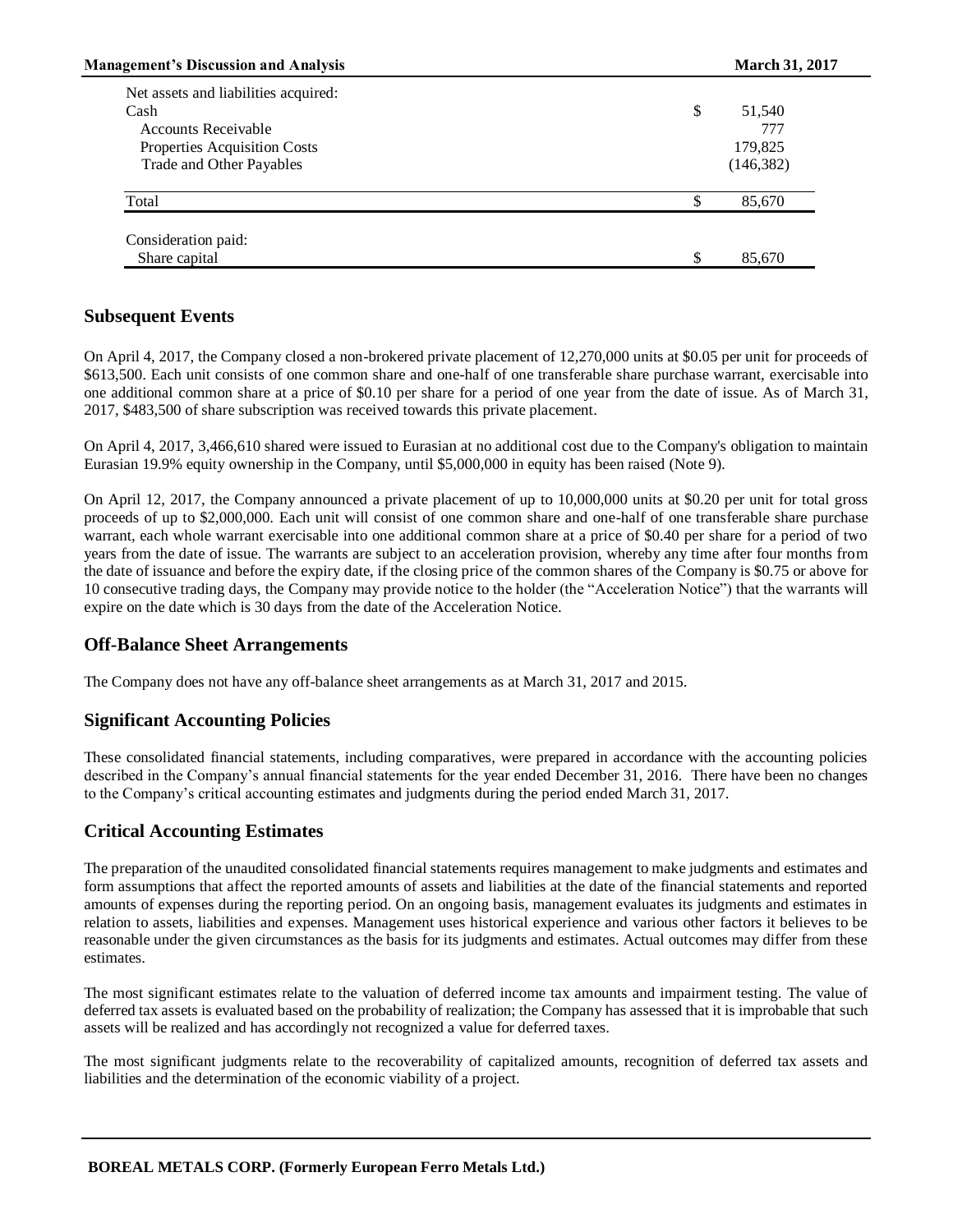| Net assets and liabilities acquired: | |
|---|---|
| Cash | $ 51,540 |
| Accounts Receivable | 777 |
| Properties Acquisition Costs | 179,825 |
| Trade and Other Payables | (146,382) |
| Total | $ 85,670 |
| | |
| Consideration paid: | |
| Share capital | $ 85,670 |

## Subsequent Events

On April 4, 2017, the Company closed a non-brokered private placement of 12,270,000 units at $0.05 per unit for proceeds of $613,500. Each unit consists of one common share and one-half of one transferable share purchase warrant, exercisable into one additional common share at a price of $0.10 per share for a period of one year from the date of issue. As of March 31, 2017, $483,500 of share subscription was received towards this private placement.

On April 4, 2017, 3,466,610 shared were issued to Eurasian at no additional cost due to the Company's obligation to maintain Eurasian 19.9% equity ownership in the Company, until $5,000,000 in equity has been raised (Note 9).

On April 12, 2017, the Company announced a private placement of up to 10,000,000 units at $0.20 per unit for total gross proceeds of up to $2,000,000. Each unit will consist of one common share and one-half of one transferable share purchase warrant, each whole warrant exercisable into one additional common share at a price of $0.40 per share for a period of two years from the date of issue. The warrants are subject to an acceleration provision, whereby any time after four months from the date of issuance and before the expiry date, if the closing price of the common shares of the Company is $0.75 or above for 10 consecutive trading days, the Company may provide notice to the holder (the "Acceleration Notice") that the warrants will expire on the date which is 30 days from the date of the Acceleration Notice.

## Off-Balance Sheet Arrangements

The Company does not have any off-balance sheet arrangements as at March 31, 2017 and 2015.

## Significant Accounting Policies

These consolidated financial statements, including comparatives, were prepared in accordance with the accounting policies described in the Company's annual financial statements for the year ended December 31, 2016. There have been no changes to the Company's critical accounting estimates and judgments during the period ended March 31, 2017.

## Critical Accounting Estimates

The preparation of the unaudited consolidated financial statements requires management to make judgments and estimates and form assumptions that affect the reported amounts of assets and liabilities at the date of the financial statements and reported amounts of expenses during the reporting period. On an ongoing basis, management evaluates its judgments and estimates in relation to assets, liabilities and expenses. Management uses historical experience and various other factors it believes to be reasonable under the given circumstances as the basis for its judgments and estimates. Actual outcomes may differ from these estimates.

The most significant estimates relate to the valuation of deferred income tax amounts and impairment testing. The value of deferred tax assets is evaluated based on the probability of realization; the Company has assessed that it is improbable that such assets will be realized and has accordingly not recognized a value for deferred taxes.

The most significant judgments relate to the recoverability of capitalized amounts, recognition of deferred tax assets and liabilities and the determination of the economic viability of a project.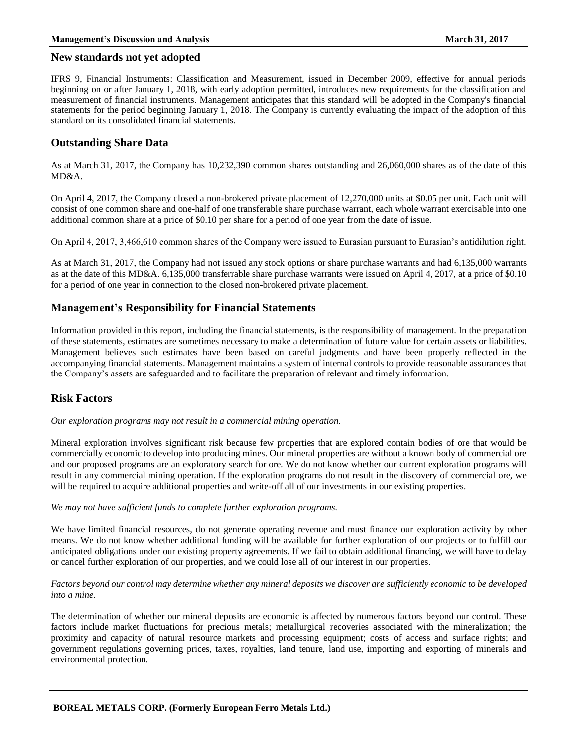## New standards not yet adopted

IFRS 9, Financial Instruments: Classification and Measurement, issued in December 2009, effective for annual periods beginning on or after January 1, 2018, with early adoption permitted, introduces new requirements for the classification and measurement of financial instruments. Management anticipates that this standard will be adopted in the Company's financial statements for the period beginning January 1, 2018. The Company is currently evaluating the impact of the adoption of this standard on its consolidated financial statements.

## Outstanding Share Data

As at March 31, 2017, the Company has 10,232,390 common shares outstanding and 26,060,000 shares as of the date of this MD&A.

On April 4, 2017, the Company closed a non-brokered private placement of 12,270,000 units at $0.05 per unit. Each unit will consist of one common share and one-half of one transferable share purchase warrant, each whole warrant exercisable into one additional common share at a price of $0.10 per share for a period of one year from the date of issue.

On April 4, 2017, 3,466,610 common shares of the Company were issued to Eurasian pursuant to Eurasian's antidilution right.

As at March 31, 2017, the Company had not issued any stock options or share purchase warrants and had 6,135,000 warrants as at the date of this MD&A. 6,135,000 transferrable share purchase warrants were issued on April 4, 2017, at a price of $0.10 for a period of one year in connection to the closed non-brokered private placement.

## Management's Responsibility for Financial Statements

Information provided in this report, including the financial statements, is the responsibility of management. In the preparation of these statements, estimates are sometimes necessary to make a determination of future value for certain assets or liabilities. Management believes such estimates have been based on careful judgments and have been properly reflected in the accompanying financial statements. Management maintains a system of internal controls to provide reasonable assurances that the Company's assets are safeguarded and to facilitate the preparation of relevant and timely information.

## Risk Factors

*Our exploration programs may not result in a commercial mining operation.*

Mineral exploration involves significant risk because few properties that are explored contain bodies of ore that would be commercially economic to develop into producing mines. Our mineral properties are without a known body of commercial ore and our proposed programs are an exploratory search for ore. We do not know whether our current exploration programs will result in any commercial mining operation. If the exploration programs do not result in the discovery of commercial ore, we will be required to acquire additional properties and write-off all of our investments in our existing properties.

*We may not have sufficient funds to complete further exploration programs.*

We have limited financial resources, do not generate operating revenue and must finance our exploration activity by other means. We do not know whether additional funding will be available for further exploration of our projects or to fulfill our anticipated obligations under our existing property agreements. If we fail to obtain additional financing, we will have to delay or cancel further exploration of our properties, and we could lose all of our interest in our properties.

*Factors beyond our control may determine whether any mineral deposits we discover are sufficiently economic to be developed into a mine.*

The determination of whether our mineral deposits are economic is affected by numerous factors beyond our control. These factors include market fluctuations for precious metals; metallurgical recoveries associated with the mineralization; the proximity and capacity of natural resource markets and processing equipment; costs of access and surface rights; and government regulations governing prices, taxes, royalties, land tenure, land use, importing and exporting of minerals and environmental protection.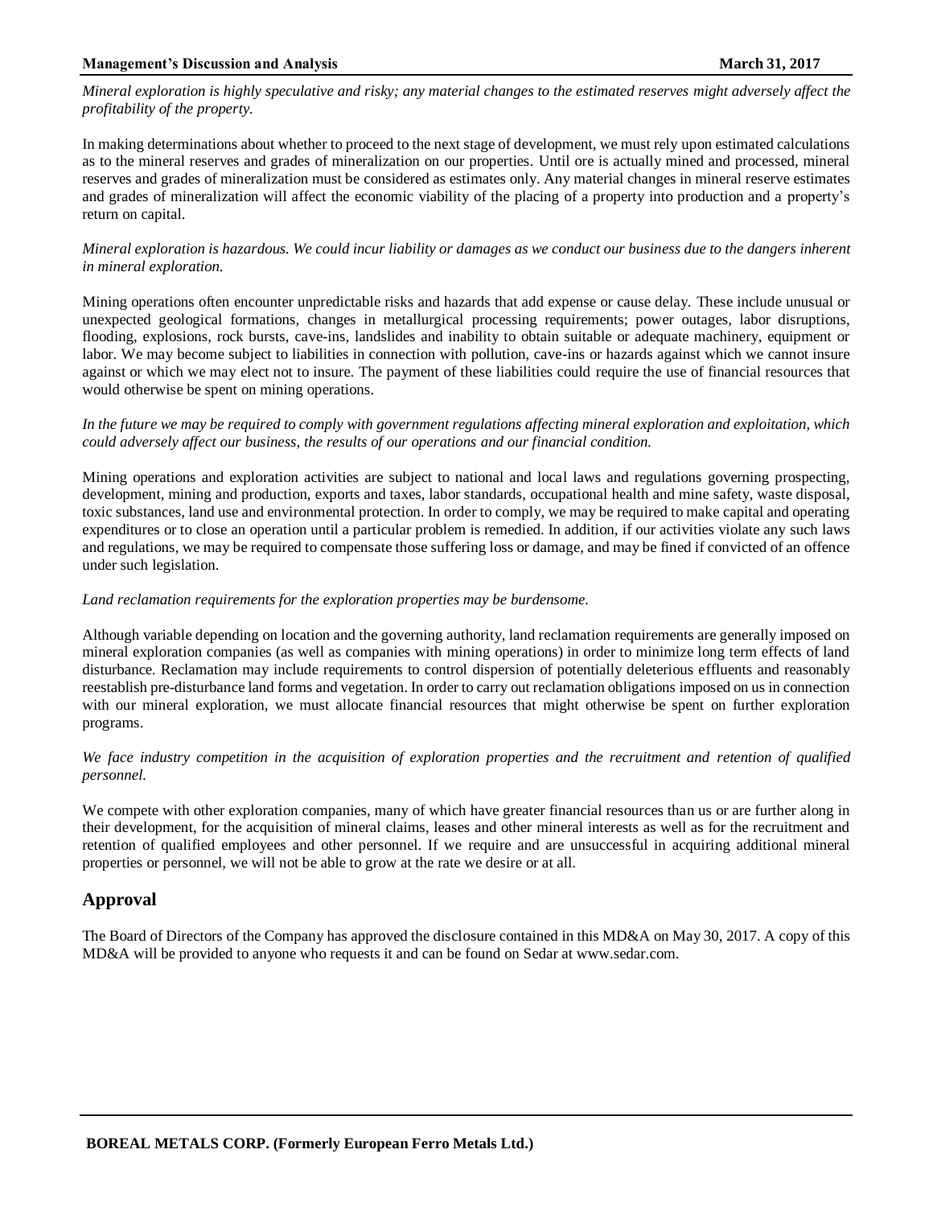*Mineral exploration is highly speculative and risky; any material changes to the estimated reserves might adversely affect the profitability of the property.*

In making determinations about whether to proceed to the next stage of development, we must rely upon estimated calculations as to the mineral reserves and grades of mineralization on our properties. Until ore is actually mined and processed, mineral reserves and grades of mineralization must be considered as estimates only. Any material changes in mineral reserve estimates and grades of mineralization will affect the economic viability of the placing of a property into production and a property's return on capital.

*Mineral exploration is hazardous. We could incur liability or damages as we conduct our business due to the dangers inherent in mineral exploration.*

Mining operations often encounter unpredictable risks and hazards that add expense or cause delay. These include unusual or unexpected geological formations, changes in metallurgical processing requirements; power outages, labor disruptions, flooding, explosions, rock bursts, cave-ins, landslides and inability to obtain suitable or adequate machinery, equipment or labor. We may become subject to liabilities in connection with pollution, cave-ins or hazards against which we cannot insure against or which we may elect not to insure. The payment of these liabilities could require the use of financial resources that would otherwise be spent on mining operations.

*In the future we may be required to comply with government regulations affecting mineral exploration and exploitation, which could adversely affect our business, the results of our operations and our financial condition.*

Mining operations and exploration activities are subject to national and local laws and regulations governing prospecting, development, mining and production, exports and taxes, labor standards, occupational health and mine safety, waste disposal, toxic substances, land use and environmental protection. In order to comply, we may be required to make capital and operating expenditures or to close an operation until a particular problem is remedied. In addition, if our activities violate any such laws and regulations, we may be required to compensate those suffering loss or damage, and may be fined if convicted of an offence under such legislation.

*Land reclamation requirements for the exploration properties may be burdensome.*

Although variable depending on location and the governing authority, land reclamation requirements are generally imposed on mineral exploration companies (as well as companies with mining operations) in order to minimize long term effects of land disturbance. Reclamation may include requirements to control dispersion of potentially deleterious effluents and reasonably reestablish pre-disturbance land forms and vegetation. In order to carry out reclamation obligations imposed on us in connection with our mineral exploration, we must allocate financial resources that might otherwise be spent on further exploration programs.

*We face industry competition in the acquisition of exploration properties and the recruitment and retention of qualified personnel.*

We compete with other exploration companies, many of which have greater financial resources than us or are further along in their development, for the acquisition of mineral claims, leases and other mineral interests as well as for the recruitment and retention of qualified employees and other personnel. If we require and are unsuccessful in acquiring additional mineral properties or personnel, we will not be able to grow at the rate we desire or at all.

## Approval

The Board of Directors of the Company has approved the disclosure contained in this MD&A on May 30, 2017. A copy of this MD&A will be provided to anyone who requests it and can be found on Sedar at www.sedar.com.